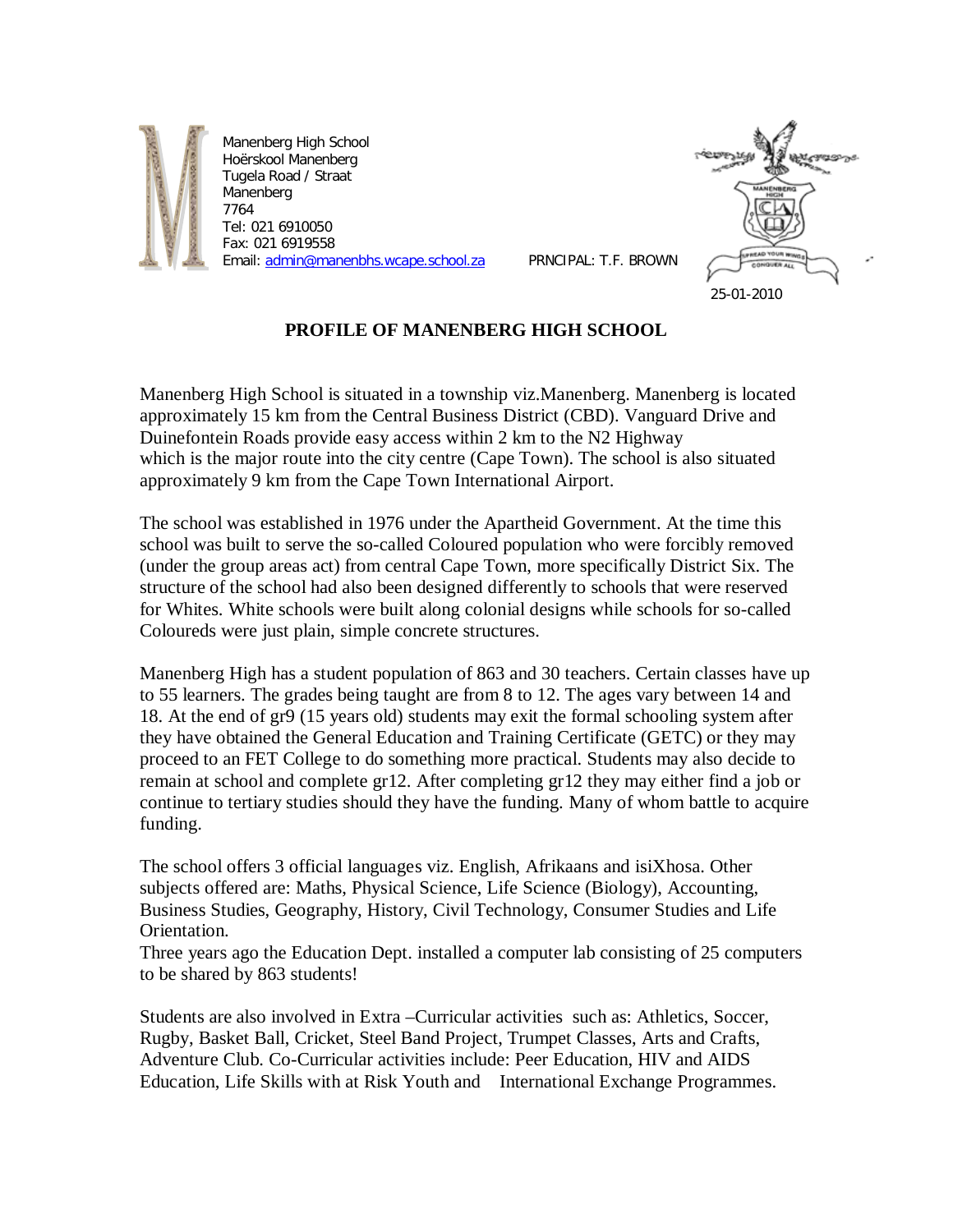Manenberg High School
Hoërskool Manenberg
Tugela Road / Straat
Manenberg
7764
Tel: 021 6910050
Fax: 021 6919558
Email: admin@manenbhs.wcape.school.za

PRNCIPAL: T.F. BROWN

25-01-2010

## PROFILE OF MANENBERG HIGH SCHOOL

Manenberg High School is situated in a township viz.Manenberg. Manenberg is located approximately 15 km from the Central Business District (CBD). Vanguard Drive and Duinefontein Roads provide easy access within 2 km to the N2 Highway which is the major route into the city centre (Cape Town). The school is also situated approximately 9 km from the Cape Town International Airport.

The school was established in 1976 under the Apartheid Government. At the time this school was built to serve the so-called Coloured population who were forcibly removed (under the group areas act) from central Cape Town, more specifically District Six. The structure of the school had also been designed differently to schools that were reserved for Whites. White schools were built along colonial designs while schools for so-called Coloureds were just plain, simple concrete structures.

Manenberg High has a student population of 863 and 30 teachers. Certain classes have up to 55 learners. The grades being taught are from 8 to 12. The ages vary between 14 and 18. At the end of gr9 (15 years old) students may exit the formal schooling system after they have obtained the General Education and Training Certificate (GETC) or they may proceed to an FET College to do something more practical. Students may also decide to remain at school and complete gr12. After completing gr12 they may either find a job or continue to tertiary studies should they have the funding. Many of whom battle to acquire funding.

The school offers 3 official languages viz. English, Afrikaans and isiXhosa. Other subjects offered are: Maths, Physical Science, Life Science (Biology), Accounting, Business Studies, Geography, History, Civil Technology, Consumer Studies and Life Orientation.
Three years ago the Education Dept. installed a computer lab consisting of 25 computers to be shared by 863 students!

Students are also involved in Extra –Curricular activities such as: Athletics, Soccer, Rugby, Basket Ball, Cricket, Steel Band Project, Trumpet Classes, Arts and Crafts, Adventure Club. Co-Curricular activities include: Peer Education, HIV and AIDS Education, Life Skills with at Risk Youth and International Exchange Programmes.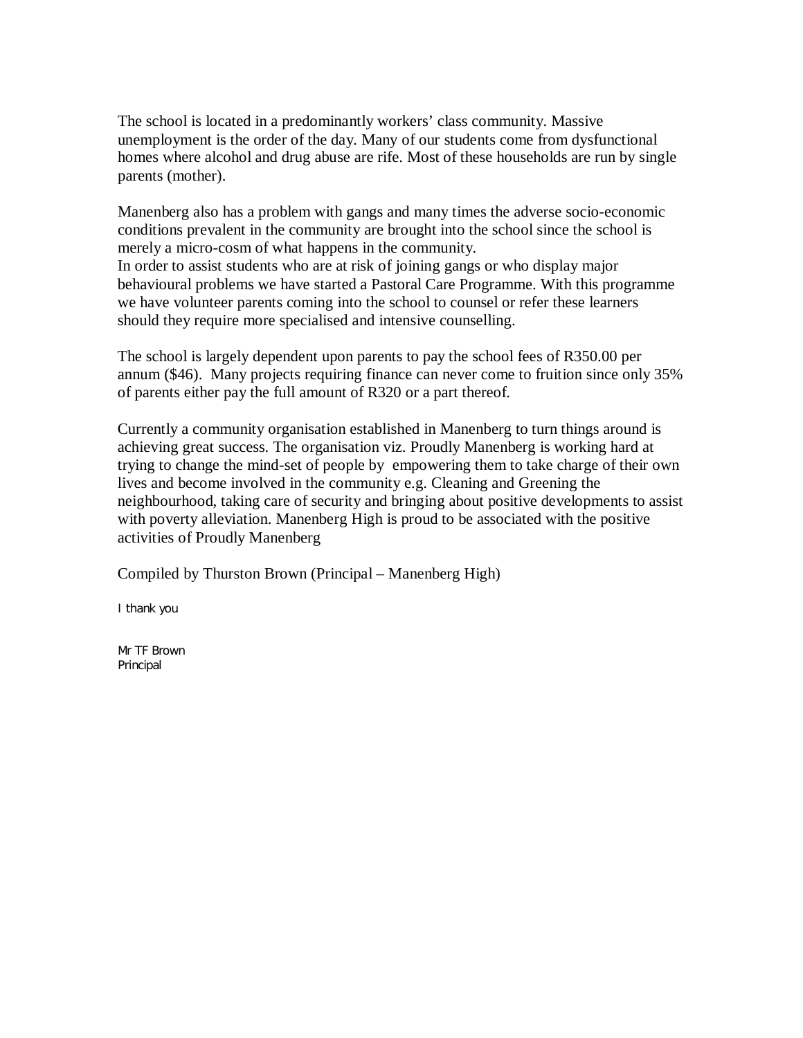The school is located in a predominantly workers' class community. Massive unemployment is the order of the day. Many of our students come from dysfunctional homes where alcohol and drug abuse are rife. Most of these households are run by single parents (mother).

Manenberg also has a problem with gangs and many times the adverse socio-economic conditions prevalent in the community are brought into the school since the school is merely a micro-cosm of what happens in the community.
In order to assist students who are at risk of joining gangs or who display major behavioural problems we have started a Pastoral Care Programme. With this programme we have volunteer parents coming into the school to counsel or refer these learners should they require more specialised and intensive counselling.

The school is largely dependent upon parents to pay the school fees of R350.00 per annum ($46). Many projects requiring finance can never come to fruition since only 35% of parents either pay the full amount of R320 or a part thereof.

Currently a community organisation established in Manenberg to turn things around is achieving great success. The organisation viz. Proudly Manenberg is working hard at trying to change the mind-set of people by empowering them to take charge of their own lives and become involved in the community e.g. Cleaning and Greening the neighbourhood, taking care of security and bringing about positive developments to assist with poverty alleviation. Manenberg High is proud to be associated with the positive activities of Proudly Manenberg

Compiled by Thurston Brown (Principal – Manenberg High)

I thank you

Mr TF Brown
Principal